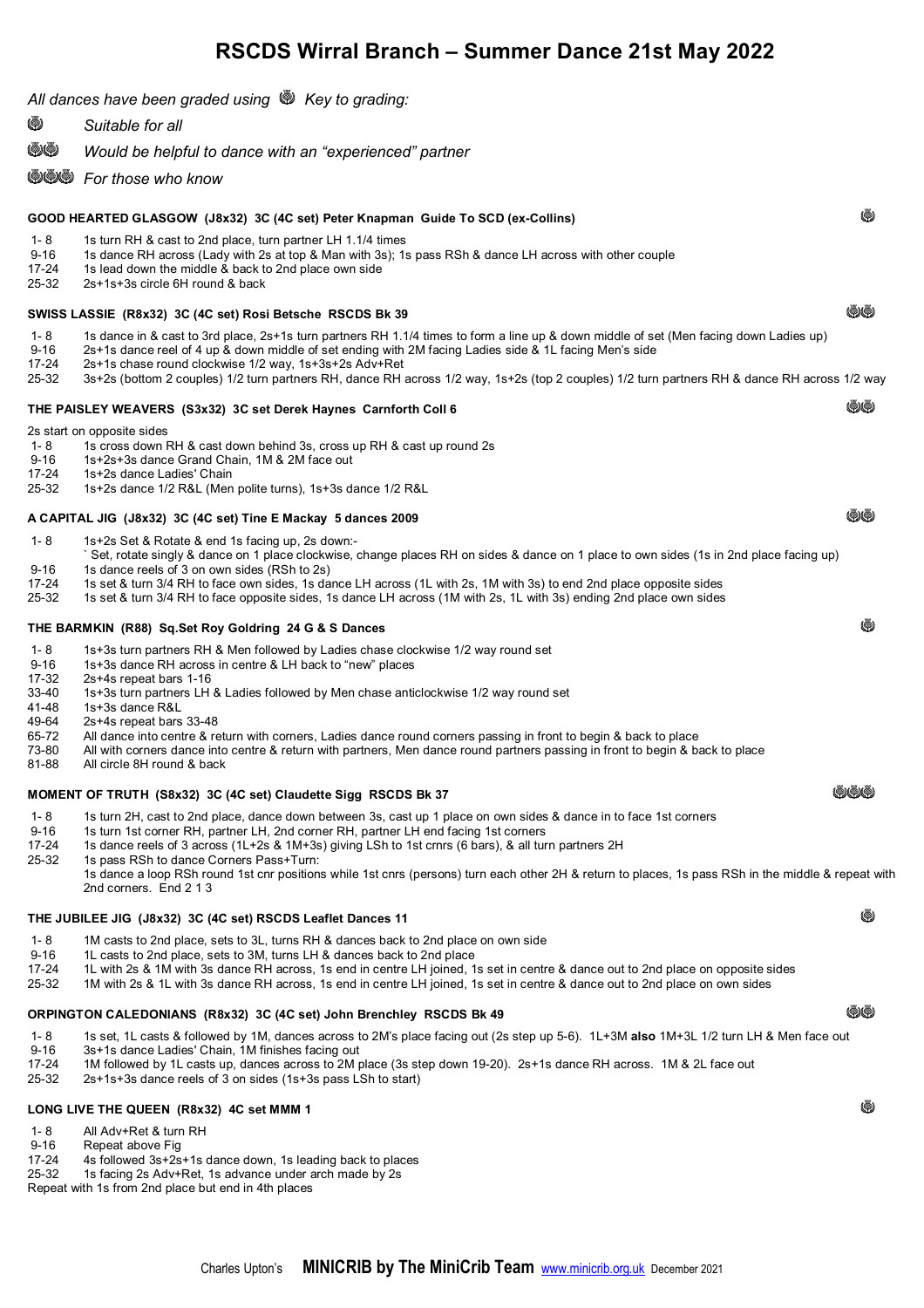# RSCDS Wirral Branch – Summer Dance 21st May 2022

*All dances have been graded using ❀ Key to grading:*

❀ *Suitable for all*

❀❀ *Would be helpful to dance with an "experienced" partner*

❀❀❀ *For those who know*

### GOOD HEARTED GLASGOW (J8x32) 3C (4C set) Peter Knapman Guide To SCD (ex-Collins) ❀

- 1- 8 1s turn RH & cast to 2nd place, turn partner LH 1.1/4 times
- 9-16 1s dance RH across (Lady with 2s at top & Man with 3s); 1s pass RSh & dance LH across with other couple
- 17-24 1s lead down the middle & back to 2nd place own side
- 25-32 2s+1s+3s circle 6H round & back

### SWISS LASSIE (R8x32) 3C (4C set) Rosi Betsche RSCDS Bk 39 ❀❀

- 1- 8 1s dance in & cast to 3rd place, 2s+1s turn partners RH 1.1/4 times to form a line up & down middle of set (Men facing down Ladies up)
- 9-16 2s+1s dance reel of 4 up & down middle of set ending with 2M facing Ladies side & 1L facing Men's side
- 17-24 2s+1s chase round clockwise 1/2 way, 1s+3s+2s Adv+Ret
- 25-32 3s+2s (bottom 2 couples) 1/2 turn partners RH, dance RH across 1/2 way, 1s+2s (top 2 couples) 1/2 turn partners RH & dance RH across 1/2 way

### THE PAISLEY WEAVERS (S3x32) 3C set Derek Haynes Carnforth Coll 6 ❀❀

2s start on opposite sides

- 1- 8 1s cross down RH & cast down behind 3s, cross up RH & cast up round 2s
- 9-16 1s+2s+3s dance Grand Chain, 1M & 2M face out
- 17-24 1s+2s dance Ladies' Chain
- 25-32 1s+2s dance 1/2 R&L (Men polite turns), 1s+3s dance 1/2 R&L

### A CAPITAL JIG (J8x32) 3C (4C set) Tine E Mackay 5 dances 2009 ❀❀

- 1- 8 1s+2s Set & Rotate & end 1s facing up, 2s down:-
  ` Set, rotate singly & dance on 1 place clockwise, change places RH on sides & dance on 1 place to own sides (1s in 2nd place facing up)
- 9-16 1s dance reels of 3 on own sides (RSh to 2s)
- 17-24 1s set & turn 3/4 RH to face own sides, 1s dance LH across (1L with 2s, 1M with 3s) to end 2nd place opposite sides
- 25-32 1s set & turn 3/4 RH to face opposite sides, 1s dance LH across (1M with 2s, 1L with 3s) ending 2nd place own sides

### THE BARMKIN (R88) Sq.Set Roy Goldring 24 G & S Dances ❀

- 1- 8 1s+3s turn partners RH & Men followed by Ladies chase clockwise 1/2 way round set
- 9-16 1s+3s dance RH across in centre & LH back to "new" places
- 17-32 2s+4s repeat bars 1-16
- 33-40 1s+3s turn partners LH & Ladies followed by Men chase anticlockwise 1/2 way round set
- 41-48 1s+3s dance R&L
- 49-64 2s+4s repeat bars 33-48
- 65-72 All dance into centre & return with corners, Ladies dance round corners passing in front to begin & back to place
- 73-80 All with corners dance into centre & return with partners, Men dance round partners passing in front to begin & back to place
- 81-88 All circle 8H round & back

### MOMENT OF TRUTH (S8x32) 3C (4C set) Claudette Sigg RSCDS Bk 37 ❀❀❀

- 1- 8 1s turn 2H, cast to 2nd place, dance down between 3s, cast up 1 place on own sides & dance in to face 1st corners
- 9-16 1s turn 1st corner RH, partner LH, 2nd corner RH, partner LH end facing 1st corners
- 17-24 1s dance reels of 3 across (1L+2s & 1M+3s) giving LSh to 1st crnrs (6 bars), & all turn partners 2H
- 25-32 1s pass RSh to dance Corners Pass+Turn:
  1s dance a loop RSh round 1st cnr positions while 1st cnrs (persons) turn each other 2H & return to places, 1s pass RSh in the middle & repeat with 2nd corners. End 2 1 3

### THE JUBILEE JIG (J8x32) 3C (4C set) RSCDS Leaflet Dances 11 ❀

- 1- 8 1M casts to 2nd place, sets to 3L, turns RH & dances back to 2nd place on own side
- 9-16 1L casts to 2nd place, sets to 3M, turns LH & dances back to 2nd place
- 17-24 1L with 2s & 1M with 3s dance RH across, 1s end in centre LH joined, 1s set in centre & dance out to 2nd place on opposite sides
- 25-32 1M with 2s & 1L with 3s dance RH across, 1s end in centre LH joined, 1s set in centre & dance out to 2nd place on own sides

### ORPINGTON CALEDONIANS (R8x32) 3C (4C set) John Brenchley RSCDS Bk 49 ❀❀

- 1- 8 1s set, 1L casts & followed by 1M, dances across to 2M's place facing out (2s step up 5-6). 1L+3M **also** 1M+3L 1/2 turn LH & Men face out
- 9-16 1s+3s dance Ladies' Chain, 1M finishes facing out
- 17-24 1M followed by 1L casts up, dances across to 2M place (3s step down 19-20). 2s+1s dance RH across. 1M & 2L face out
- 25-32 2s+1s+3s dance reels of 3 on sides (1s+3s pass LSh to start)

### LONG LIVE THE QUEEN (R8x32) 4C set MMM 1 ❀

- 1- 8 All Adv+Ret & turn RH
- 9-16 Repeat above Fig
- 17-24 4s followed 3s+2s+1s dance down, 1s leading back to places
- 25-32 1s facing 2s Adv+Ret, 1s advance under arch made by 2s

Repeat with 1s from 2nd place but end in 4th places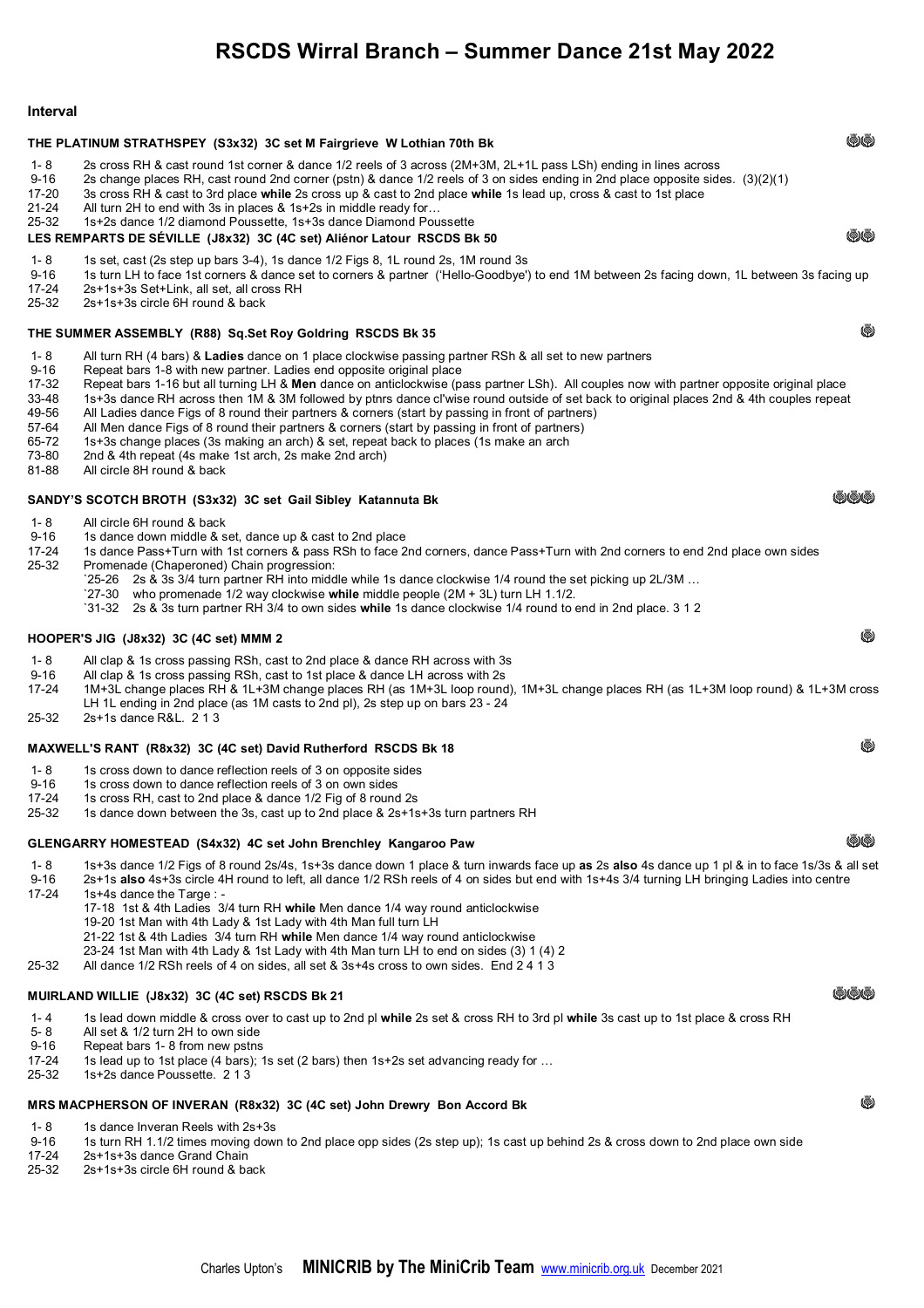# RSCDS Wirral Branch – Summer Dance 21st May 2022

**Interval**

### THE PLATINUM STRATHSPEY (S3x32) 3C set M Fairgrieve W Lothian 70th Bk

- 1- 8 2s cross RH & cast round 1st corner & dance 1/2 reels of 3 across (2M+3M, 2L+1L pass LSh) ending in lines across
- 9-16 2s change places RH, cast round 2nd corner (pstn) & dance 1/2 reels of 3 on sides ending in 2nd place opposite sides. (3)(2)(1)
- 17-20 3s cross RH & cast to 3rd place **while** 2s cross up & cast to 2nd place **while** 1s lead up, cross & cast to 1st place
- 21-24 All turn 2H to end with 3s in places & 1s+2s in middle ready for…
- 25-32 1s+2s dance 1/2 diamond Poussette, 1s+3s dance Diamond Poussette

### LES REMPARTS DE SÉVILLE (J8x32) 3C (4C set) Aliénor Latour RSCDS Bk 50

- 1- 8 1s set, cast (2s step up bars 3-4), 1s dance 1/2 Figs 8, 1L round 2s, 1M round 3s
- 9-16 1s turn LH to face 1st corners & dance set to corners & partner ('Hello-Goodbye') to end 1M between 2s facing down, 1L between 3s facing up
- 17-24 2s+1s+3s Set+Link, all set, all cross RH
- 25-32 2s+1s+3s circle 6H round & back

### THE SUMMER ASSEMBLY (R88) Sq.Set Roy Goldring RSCDS Bk 35

- 1- 8 All turn RH (4 bars) & **Ladies** dance on 1 place clockwise passing partner RSh & all set to new partners
- 9-16 Repeat bars 1-8 with new partner. Ladies end opposite original place
- 17-32 Repeat bars 1-16 but all turning LH & **Men** dance on anticlockwise (pass partner LSh). All couples now with partner opposite original place
- 33-48 1s+3s dance RH across then 1M & 3M followed by ptnrs dance cl'wise round outside of set back to original places 2nd & 4th couples repeat
- 49-56 All Ladies dance Figs of 8 round their partners & corners (start by passing in front of partners)
- 57-64 All Men dance Figs of 8 round their partners & corners (start by passing in front of partners)
- 65-72 1s+3s change places (3s making an arch) & set, repeat back to places (1s make an arch
- 73-80 2nd & 4th repeat (4s make 1st arch, 2s make 2nd arch)
- 81-88 All circle 8H round & back

### SANDY'S SCOTCH BROTH (S3x32) 3C set Gail Sibley Katannuta Bk

- 1- 8 All circle 6H round & back
- 9-16 1s dance down middle & set, dance up & cast to 2nd place
- 17-24 1s dance Pass+Turn with 1st corners & pass RSh to face 2nd corners, dance Pass+Turn with 2nd corners to end 2nd place own sides
- 25-32 Promenade (Chaperoned) Chain progression:
  - `25-26 2s & 3s 3/4 turn partner RH into middle while 1s dance clockwise 1/4 round the set picking up 2L/3M …
  - `27-30 who promenade 1/2 way clockwise **while** middle people (2M + 3L) turn LH 1.1/2.
  - `31-32 2s & 3s turn partner RH 3/4 to own sides **while** 1s dance clockwise 1/4 round to end in 2nd place. 3 1 2

### HOOPER'S JIG (J8x32) 3C (4C set) MMM 2

- 1- 8 All clap & 1s cross passing RSh, cast to 2nd place & dance RH across with 3s
- 9-16 All clap & 1s cross passing RSh, cast to 1st place & dance LH across with 2s
- 17-24 1M+3L change places RH & 1L+3M change places RH (as 1M+3L loop round), 1M+3L change places RH (as 1L+3M loop round) & 1L+3M cross LH 1L ending in 2nd place (as 1M casts to 2nd pl), 2s step up on bars 23 - 24
- 25-32 2s+1s dance R&L. 2 1 3

### MAXWELL'S RANT (R8x32) 3C (4C set) David Rutherford RSCDS Bk 18

- 1- 8 1s cross down to dance reflection reels of 3 on opposite sides
- 9-16 1s cross down to dance reflection reels of 3 on own sides
- 17-24 1s cross RH, cast to 2nd place & dance 1/2 Fig of 8 round 2s
- 25-32 1s dance down between the 3s, cast up to 2nd place & 2s+1s+3s turn partners RH

### GLENGARRY HOMESTEAD (S4x32) 4C set John Brenchley Kangaroo Paw

- 1- 8 1s+3s dance 1/2 Figs of 8 round 2s/4s, 1s+3s dance down 1 place & turn inwards face up **as** 2s **also** 4s dance up 1 pl & in to face 1s/3s & all set
- 9-16 2s+1s **also** 4s+3s circle 4H round to left, all dance 1/2 RSh reels of 4 on sides but end with 1s+4s 3/4 turning LH bringing Ladies into centre
- 17-24 1s+4s dance the Targe : -
  - 17-18 1st & 4th Ladies 3/4 turn RH **while** Men dance 1/4 way round anticlockwise
  - 19-20 1st Man with 4th Lady & 1st Lady with 4th Man full turn LH
  - 21-22 1st & 4th Ladies 3/4 turn RH **while** Men dance 1/4 way round anticlockwise
  - 23-24 1st Man with 4th Lady & 1st Lady with 4th Man turn LH to end on sides (3) 1 (4) 2
- 25-32 All dance 1/2 RSh reels of 4 on sides, all set & 3s+4s cross to own sides. End 2 4 1 3

### MUIRLAND WILLIE (J8x32) 3C (4C set) RSCDS Bk 21

- 1- 4 1s lead down middle & cross over to cast up to 2nd pl **while** 2s set & cross RH to 3rd pl **while** 3s cast up to 1st place & cross RH
- 5- 8 All set & 1/2 turn 2H to own side
- 9-16 Repeat bars 1- 8 from new pstns
- 17-24 1s lead up to 1st place (4 bars); 1s set (2 bars) then 1s+2s set advancing ready for …
- 25-32 1s+2s dance Poussette. 2 1 3

### MRS MACPHERSON OF INVERAN (R8x32) 3C (4C set) John Drewry Bon Accord Bk

- 1- 8 1s dance Inveran Reels with 2s+3s
- 9-16 1s turn RH 1.1/2 times moving down to 2nd place opp sides (2s step up); 1s cast up behind 2s & cross down to 2nd place own side
- 17-24 2s+1s+3s dance Grand Chain
- 25-32 2s+1s+3s circle 6H round & back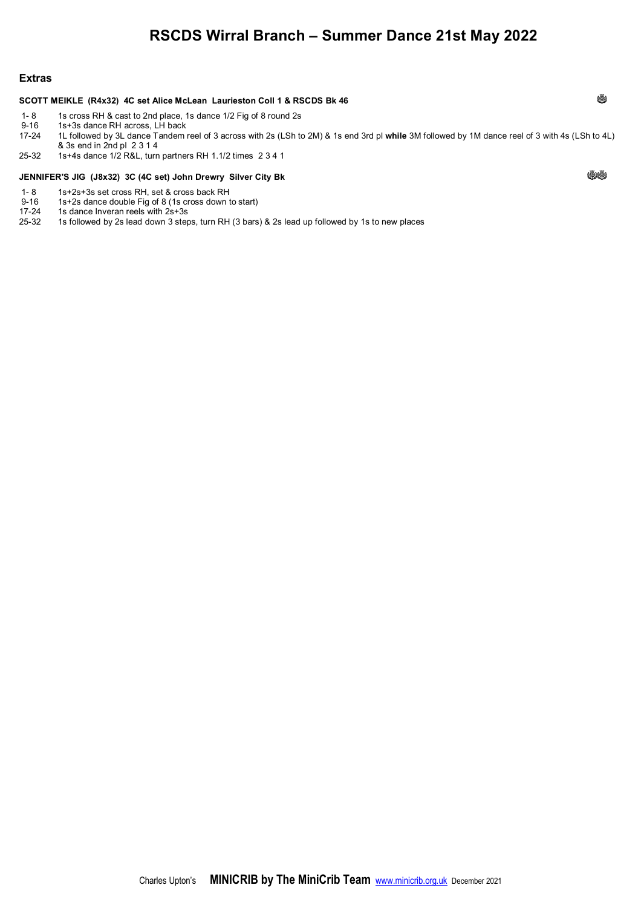# RSCDS Wirral Branch – Summer Dance 21st May 2022

## Extras

**SCOTT MEIKLE (R4x32) 4C set Alice McLean Laurieston Coll 1 & RSCDS Bk 46**

| | |
|---|---|
| 1- 8 | 1s cross RH & cast to 2nd place, 1s dance 1/2 Fig of 8 round 2s |
| 9-16 | 1s+3s dance RH across, LH back |
| 17-24 | 1L followed by 3L dance Tandem reel of 3 across with 2s (LSh to 2M) & 1s end 3rd pl **while** 3M followed by 1M dance reel of 3 with 4s (LSh to 4L) & 3s end in 2nd pl 2 3 1 4 |
| 25-32 | 1s+4s dance 1/2 R&L, turn partners RH 1.1/2 times 2 3 4 1 |

**JENNIFER'S JIG (J8x32) 3C (4C set) John Drewry Silver City Bk**

| | |
|---|---|
| 1- 8 | 1s+2s+3s set cross RH, set & cross back RH |
| 9-16 | 1s+2s dance double Fig of 8 (1s cross down to start) |
| 17-24 | 1s dance Inveran reels with 2s+3s |
| 25-32 | 1s followed by 2s lead down 3 steps, turn RH (3 bars) & 2s lead up followed by 1s to new places |